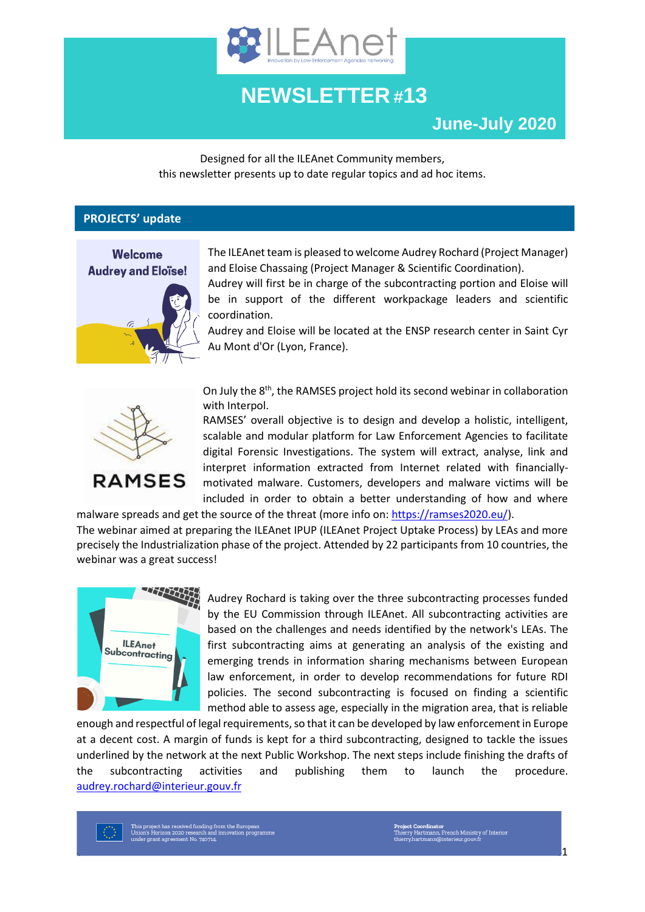# NEWSLETTER #13

## June-July 2020

Designed for all the ILEAnet Community members, this newsletter presents up to date regular topics and ad hoc items.

## PROJECTS' update

**Welcome Audrey and Eloïse!**

The ILEAnet team is pleased to welcome Audrey Rochard (Project Manager) and Eloise Chassaing (Project Manager & Scientific Coordination). Audrey will first be in charge of the subcontracting portion and Eloise will be in support of the different workpackage leaders and scientific coordination. Audrey and Eloise will be located at the ENSP research center in Saint Cyr Au Mont d'Or (Lyon, France).

On July the 8th, the RAMSES project hold its second webinar in collaboration with Interpol. RAMSES' overall objective is to design and develop a holistic, intelligent, scalable and modular platform for Law Enforcement Agencies to facilitate digital Forensic Investigations. The system will extract, analyse, link and interpret information extracted from Internet related with financially-motivated malware. Customers, developers and malware victims will be included in order to obtain a better understanding of how and where malware spreads and get the source of the threat (more info on: https://ramses2020.eu/). The webinar aimed at preparing the ILEAnet IPUP (ILEAnet Project Uptake Process) by LEAs and more precisely the Industrialization phase of the project. Attended by 22 participants from 10 countries, the webinar was a great success!

Audrey Rochard is taking over the three subcontracting processes funded by the EU Commission through ILEAnet. All subcontracting activities are based on the challenges and needs identified by the network's LEAs. The first subcontracting aims at generating an analysis of the existing and emerging trends in information sharing mechanisms between European law enforcement, in order to develop recommendations for future RDI policies. The second subcontracting is focused on finding a scientific method able to assess age, especially in the migration area, that is reliable enough and respectful of legal requirements, so that it can be developed by law enforcement in Europe at a decent cost. A margin of funds is kept for a third subcontracting, designed to tackle the issues underlined by the network at the next Public Workshop. The next steps include finishing the drafts of the subcontracting activities and publishing them to launch the procedure. audrey.rochard@interieur.gouv.fr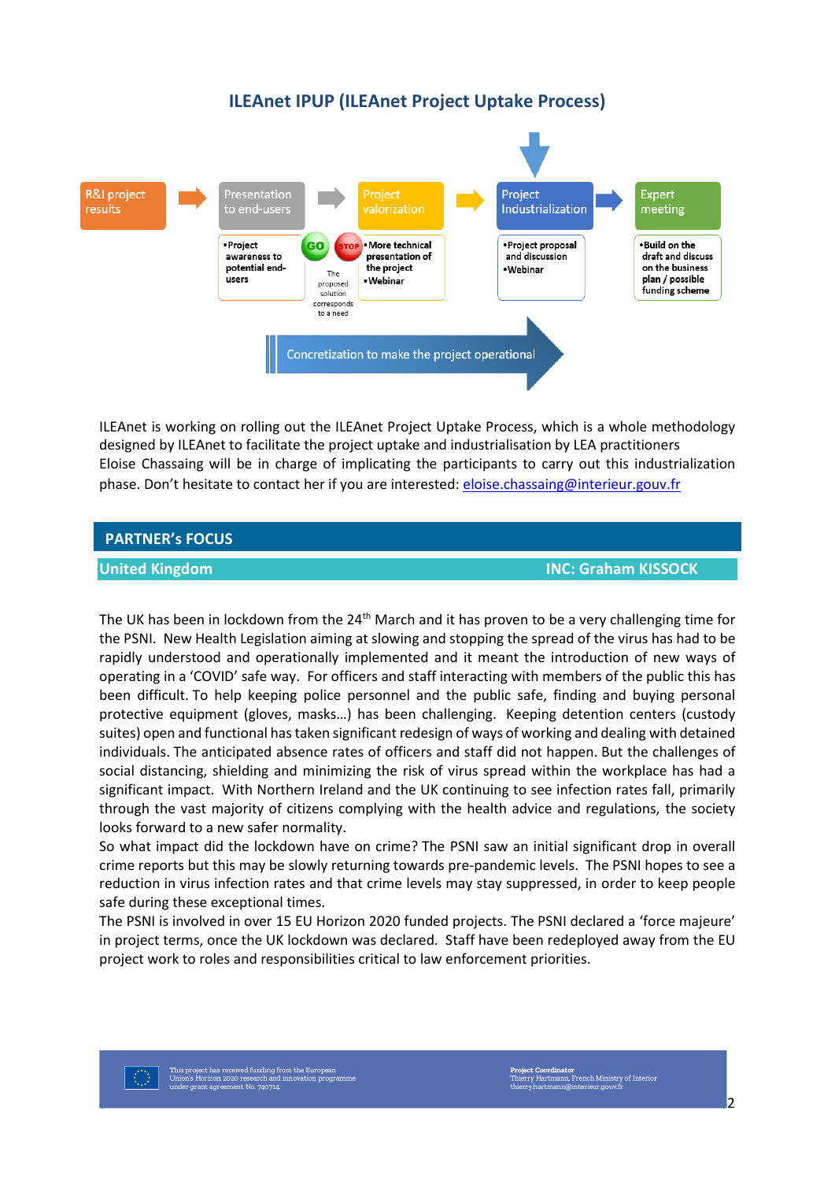## ILEAnet IPUP (ILEAnet Project Uptake Process)

R&I project results → Presentation to end-users → Project valorization → Project Industrialization → Expert meeting

- Presentation to end-users:
  - Project awareness to potential end-users
- GO / STOP: The proposed solution corresponds to a need
- Project valorization:
  - More technical presentation of the project
  - Webinar
- Project Industrialization:
  - Project proposal and discussion
  - Webinar
- Expert meeting:
  - Build on the draft and discuss on the business plan / possible funding scheme

Concretization to make the project operational

ILEAnet is working on rolling out the ILEAnet Project Uptake Process, which is a whole methodology designed by ILEAnet to facilitate the project uptake and industrialisation by LEA practitioners

Eloise Chassaing will be in charge of implicating the participants to carry out this industrialization phase. Don't hesitate to contact her if you are interested: eloise.chassaing@interieur.gouv.fr

## PARTNER's FOCUS

### United Kingdom — INC: Graham KISSOCK

The UK has been in lockdown from the 24th March and it has proven to be a very challenging time for the PSNI. New Health Legislation aiming at slowing and stopping the spread of the virus has had to be rapidly understood and operationally implemented and it meant the introduction of new ways of operating in a 'COVID' safe way. For officers and staff interacting with members of the public this has been difficult. To help keeping police personnel and the public safe, finding and buying personal protective equipment (gloves, masks…) has been challenging. Keeping detention centers (custody suites) open and functional has taken significant redesign of ways of working and dealing with detained individuals. The anticipated absence rates of officers and staff did not happen. But the challenges of social distancing, shielding and minimizing the risk of virus spread within the workplace has had a significant impact. With Northern Ireland and the UK continuing to see infection rates fall, primarily through the vast majority of citizens complying with the health advice and regulations, the society looks forward to a new safer normality.

So what impact did the lockdown have on crime? The PSNI saw an initial significant drop in overall crime reports but this may be slowly returning towards pre-pandemic levels. The PSNI hopes to see a reduction in virus infection rates and that crime levels may stay suppressed, in order to keep people safe during these exceptional times.

The PSNI is involved in over 15 EU Horizon 2020 funded projects. The PSNI declared a 'force majeure' in project terms, once the UK lockdown was declared. Staff have been redeployed away from the EU project work to roles and responsibilities critical to law enforcement priorities.

This project has received funding from the European Union's Horizon 2020 research and innovation programme under grant agreement No. 740714.

Project Coordinator
Thierry Hartmann, French Ministry of Interior
thierry.hartmann@interieur.gouv.fr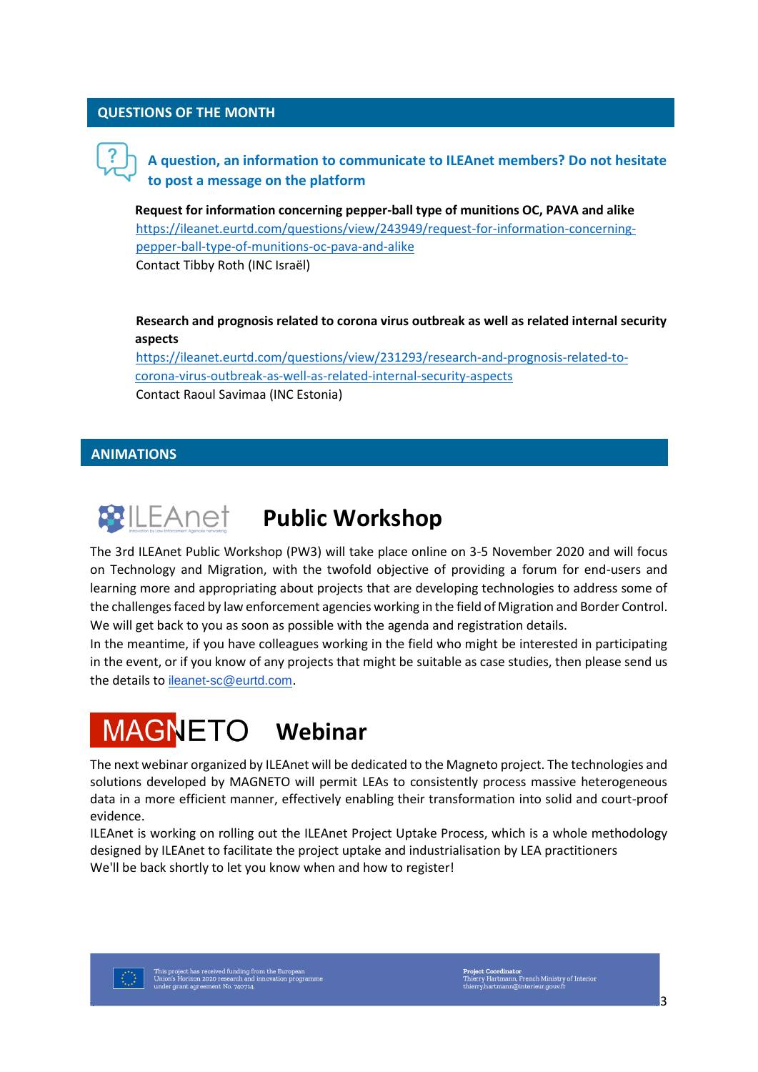## QUESTIONS OF THE MONTH

**A question, an information to communicate to ILEAnet members? Do not hesitate to post a message on the platform**

**Request for information concerning pepper-ball type of munitions OC, PAVA and alike**
https://ileanet.eurtd.com/questions/view/243949/request-for-information-concerning-pepper-ball-type-of-munitions-oc-pava-and-alike
Contact Tibby Roth (INC Israël)

**Research and prognosis related to corona virus outbreak as well as related internal security aspects**
https://ileanet.eurtd.com/questions/view/231293/research-and-prognosis-related-to-corona-virus-outbreak-as-well-as-related-internal-security-aspects
Contact Raoul Savimaa (INC Estonia)

## ANIMATIONS

### ILEAnet Public Workshop

The 3rd ILEAnet Public Workshop (PW3) will take place online on 3-5 November 2020 and will focus on Technology and Migration, with the twofold objective of providing a forum for end-users and learning more and appropriating about projects that are developing technologies to address some of the challenges faced by law enforcement agencies working in the field of Migration and Border Control. We will get back to you as soon as possible with the agenda and registration details.
In the meantime, if you have colleagues working in the field who might be interested in participating in the event, or if you know of any projects that might be suitable as case studies, then please send us the details to ileanet-sc@eurtd.com.

### MAGNETO Webinar

The next webinar organized by ILEAnet will be dedicated to the Magneto project. The technologies and solutions developed by MAGNETO will permit LEAs to consistently process massive heterogeneous data in a more efficient manner, effectively enabling their transformation into solid and court-proof evidence.
ILEAnet is working on rolling out the ILEAnet Project Uptake Process, which is a whole methodology designed by ILEAnet to facilitate the project uptake and industrialisation by LEA practitioners
We'll be back shortly to let you know when and how to register!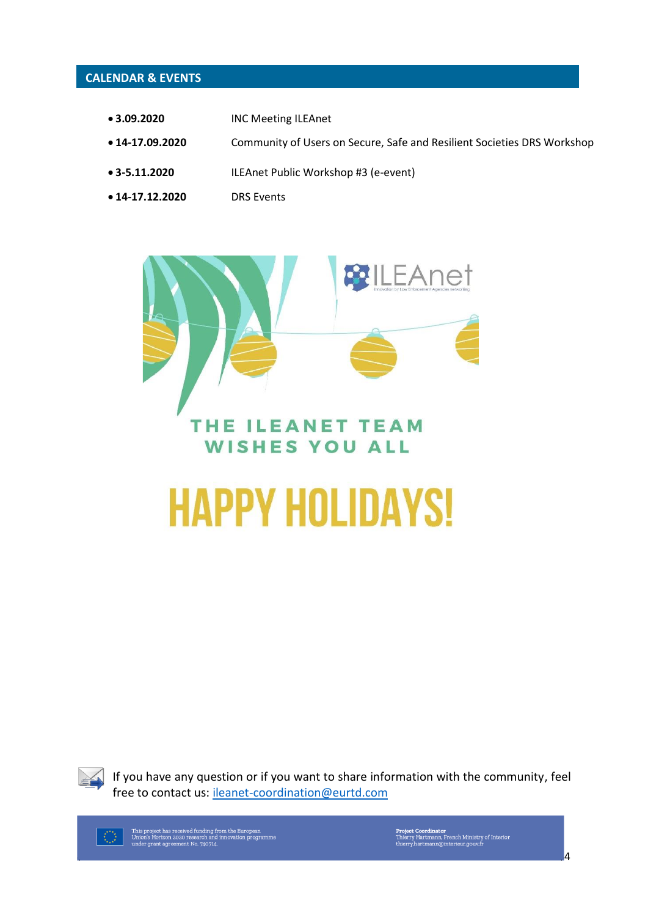## CALENDAR & EVENTS

- **3.09.2020** INC Meeting ILEAnet
- **14-17.09.2020** Community of Users on Secure, Safe and Resilient Societies DRS Workshop
- **3-5.11.2020** ILEAnet Public Workshop #3 (e-event)
- **14-17.12.2020** DRS Events

ILEAnet

Innovation by Law Enforcement Agencies networking

THE ILEANET TEAM WISHES YOU ALL

# HAPPY HOLIDAYS!

If you have any question or if you want to share information with the community, feel free to contact us: ileanet-coordination@eurtd.com

This project has received funding from the European Union's Horizon 2020 research and innovation programme under grant agreement No. 740714.

**Project Coordinator**
Thierry Hartmann, French Ministry of Interior
thierry.hartmann@interieur.gouv.fr